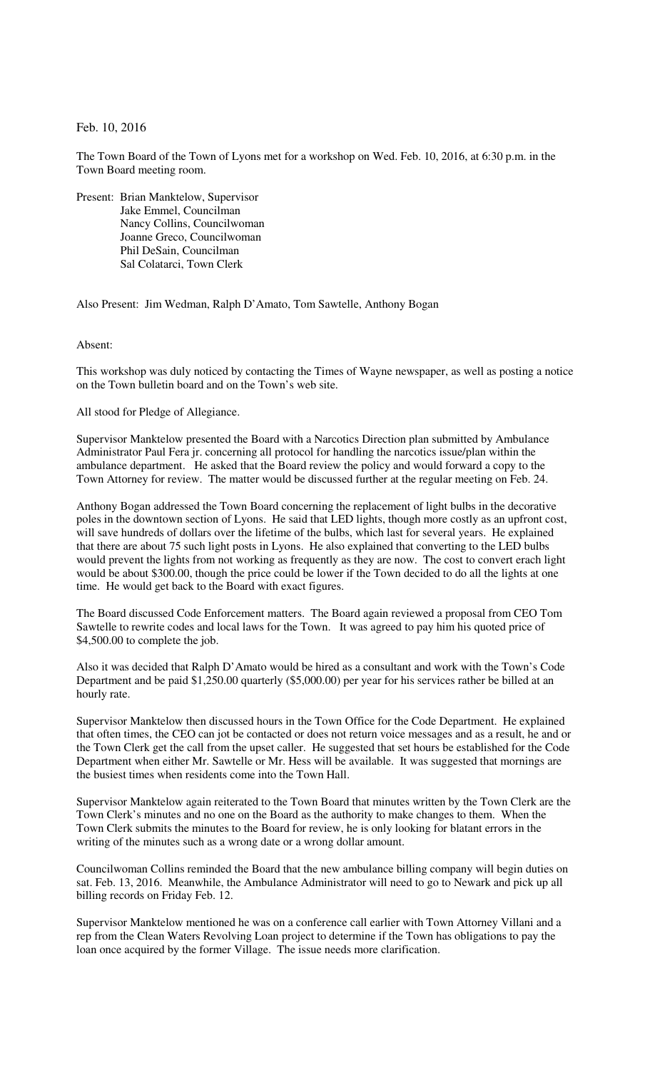Feb. 10, 2016

The Town Board of the Town of Lyons met for a workshop on Wed. Feb. 10, 2016, at 6:30 p.m. in the Town Board meeting room.

Present: Brian Manktelow, Supervisor
Jake Emmel, Councilman
Nancy Collins, Councilwoman
Joanne Greco, Councilwoman
Phil DeSain, Councilman
Sal Colatarci, Town Clerk

Also Present: Jim Wedman, Ralph D'Amato, Tom Sawtelle, Anthony Bogan

Absent:

This workshop was duly noticed by contacting the Times of Wayne newspaper, as well as posting a notice on the Town bulletin board and on the Town's web site.

All stood for Pledge of Allegiance.

Supervisor Manktelow presented the Board with a Narcotics Direction plan submitted by Ambulance Administrator Paul Fera jr. concerning all protocol for handling the narcotics issue/plan within the ambulance department. He asked that the Board review the policy and would forward a copy to the Town Attorney for review. The matter would be discussed further at the regular meeting on Feb. 24.

Anthony Bogan addressed the Town Board concerning the replacement of light bulbs in the decorative poles in the downtown section of Lyons. He said that LED lights, though more costly as an upfront cost, will save hundreds of dollars over the lifetime of the bulbs, which last for several years. He explained that there are about 75 such light posts in Lyons. He also explained that converting to the LED bulbs would prevent the lights from not working as frequently as they are now. The cost to convert erach light would be about $300.00, though the price could be lower if the Town decided to do all the lights at one time. He would get back to the Board with exact figures.

The Board discussed Code Enforcement matters. The Board again reviewed a proposal from CEO Tom Sawtelle to rewrite codes and local laws for the Town. It was agreed to pay him his quoted price of $4,500.00 to complete the job.

Also it was decided that Ralph D'Amato would be hired as a consultant and work with the Town's Code Department and be paid $1,250.00 quarterly ($5,000.00) per year for his services rather be billed at an hourly rate.

Supervisor Manktelow then discussed hours in the Town Office for the Code Department. He explained that often times, the CEO can jot be contacted or does not return voice messages and as a result, he and or the Town Clerk get the call from the upset caller. He suggested that set hours be established for the Code Department when either Mr. Sawtelle or Mr. Hess will be available. It was suggested that mornings are the busiest times when residents come into the Town Hall.

Supervisor Manktelow again reiterated to the Town Board that minutes written by the Town Clerk are the Town Clerk's minutes and no one on the Board as the authority to make changes to them. When the Town Clerk submits the minutes to the Board for review, he is only looking for blatant errors in the writing of the minutes such as a wrong date or a wrong dollar amount.

Councilwoman Collins reminded the Board that the new ambulance billing company will begin duties on sat. Feb. 13, 2016. Meanwhile, the Ambulance Administrator will need to go to Newark and pick up all billing records on Friday Feb. 12.

Supervisor Manktelow mentioned he was on a conference call earlier with Town Attorney Villani and a rep from the Clean Waters Revolving Loan project to determine if the Town has obligations to pay the loan once acquired by the former Village. The issue needs more clarification.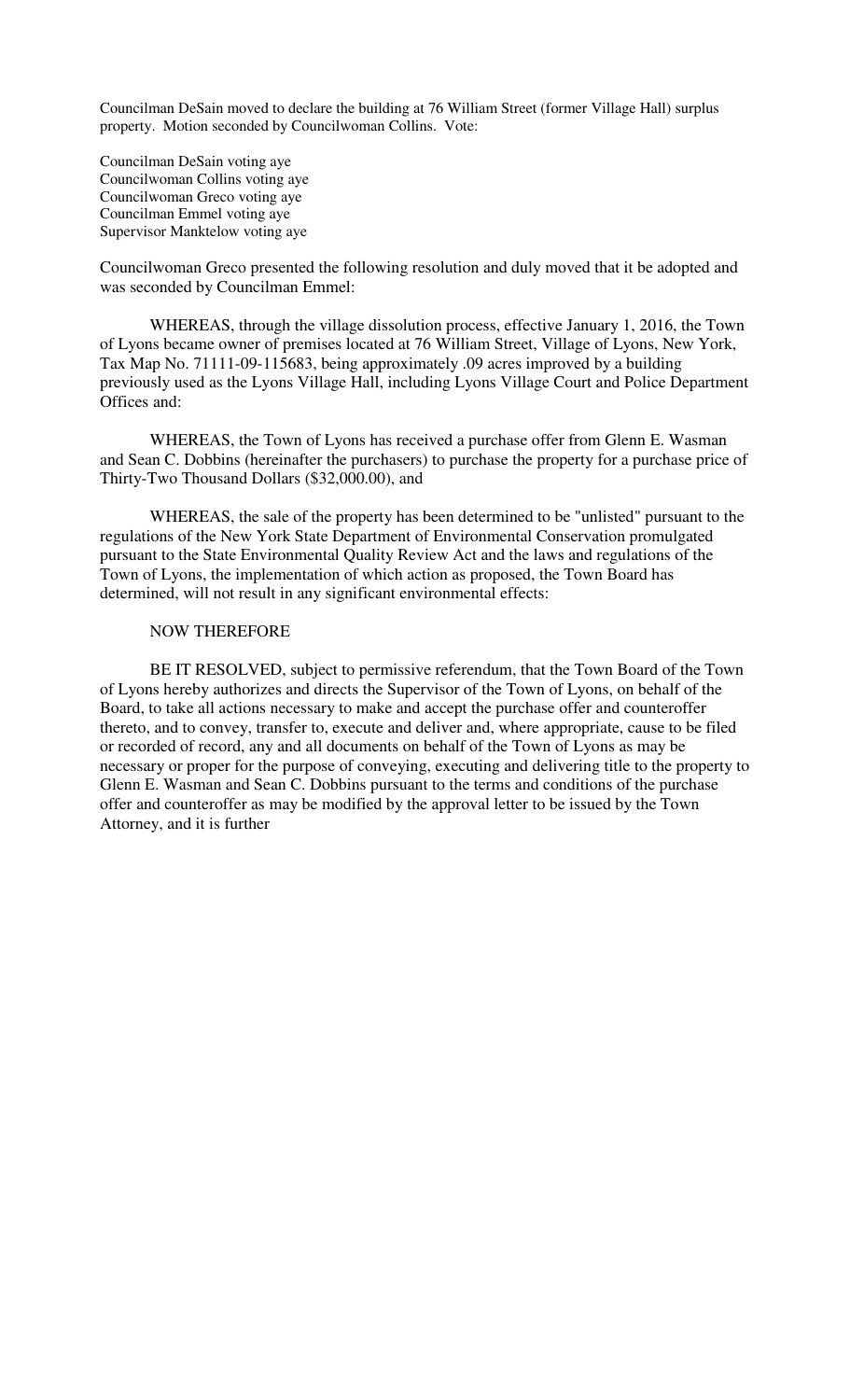Councilman DeSain moved to declare the building at 76 William Street (former Village Hall) surplus property. Motion seconded by Councilwoman Collins. Vote:

Councilman DeSain voting aye
Councilwoman Collins voting aye
Councilwoman Greco voting aye
Councilman Emmel voting aye
Supervisor Manktelow voting aye

Councilwoman Greco presented the following resolution and duly moved that it be adopted and was seconded by Councilman Emmel:

WHEREAS, through the village dissolution process, effective January 1, 2016, the Town of Lyons became owner of premises located at 76 William Street, Village of Lyons, New York, Tax Map No. 71111-09-115683, being approximately .09 acres improved by a building previously used as the Lyons Village Hall, including Lyons Village Court and Police Department Offices and:

WHEREAS, the Town of Lyons has received a purchase offer from Glenn E. Wasman and Sean C. Dobbins (hereinafter the purchasers) to purchase the property for a purchase price of Thirty-Two Thousand Dollars ($32,000.00), and

WHEREAS, the sale of the property has been determined to be "unlisted" pursuant to the regulations of the New York State Department of Environmental Conservation promulgated pursuant to the State Environmental Quality Review Act and the laws and regulations of the Town of Lyons, the implementation of which action as proposed, the Town Board has determined, will not result in any significant environmental effects:

NOW THEREFORE

BE IT RESOLVED, subject to permissive referendum, that the Town Board of the Town of Lyons hereby authorizes and directs the Supervisor of the Town of Lyons, on behalf of the Board, to take all actions necessary to make and accept the purchase offer and counteroffer thereto, and to convey, transfer to, execute and deliver and, where appropriate, cause to be filed or recorded of record, any and all documents on behalf of the Town of Lyons as may be necessary or proper for the purpose of conveying, executing and delivering title to the property to Glenn E. Wasman and Sean C. Dobbins pursuant to the terms and conditions of the purchase offer and counteroffer as may be modified by the approval letter to be issued by the Town Attorney, and it is further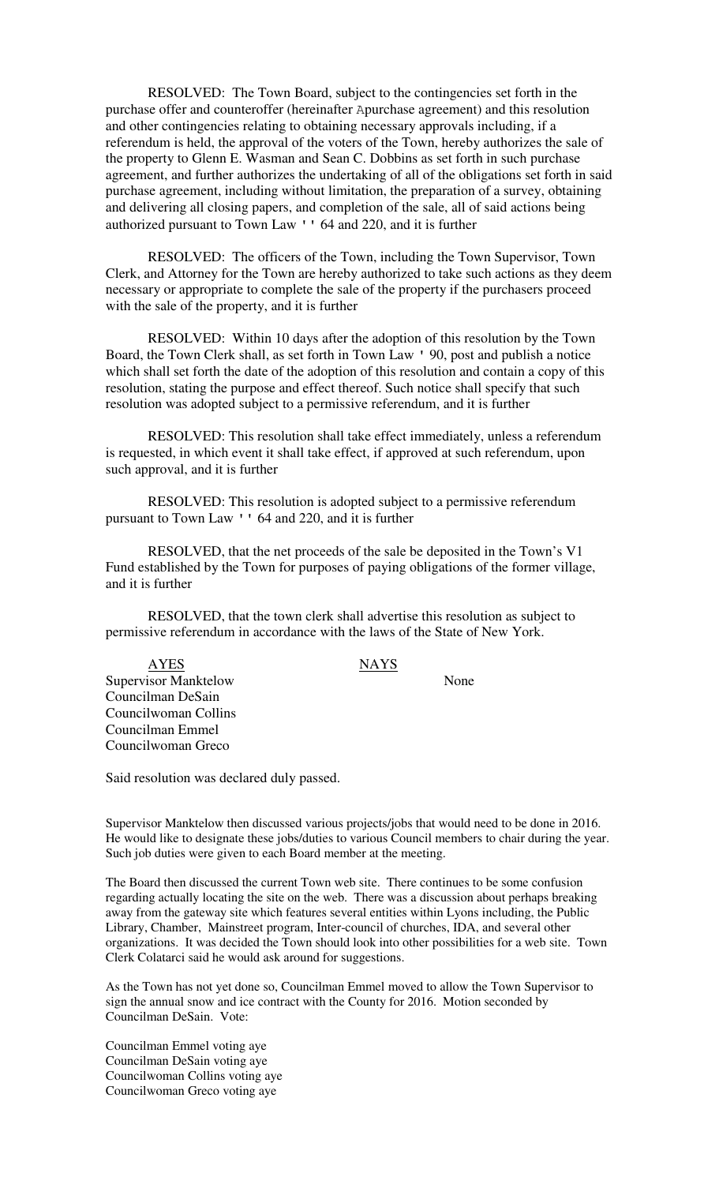RESOLVED: The Town Board, subject to the contingencies set forth in the purchase offer and counteroffer (hereinafter Apurchase agreement) and this resolution and other contingencies relating to obtaining necessary approvals including, if a referendum is held, the approval of the voters of the Town, hereby authorizes the sale of the property to Glenn E. Wasman and Sean C. Dobbins as set forth in such purchase agreement, and further authorizes the undertaking of all of the obligations set forth in said purchase agreement, including without limitation, the preparation of a survey, obtaining and delivering all closing papers, and completion of the sale, all of said actions being authorized pursuant to Town Law '' 64 and 220, and it is further

RESOLVED: The officers of the Town, including the Town Supervisor, Town Clerk, and Attorney for the Town are hereby authorized to take such actions as they deem necessary or appropriate to complete the sale of the property if the purchasers proceed with the sale of the property, and it is further

RESOLVED: Within 10 days after the adoption of this resolution by the Town Board, the Town Clerk shall, as set forth in Town Law ' 90, post and publish a notice which shall set forth the date of the adoption of this resolution and contain a copy of this resolution, stating the purpose and effect thereof. Such notice shall specify that such resolution was adopted subject to a permissive referendum, and it is further

RESOLVED: This resolution shall take effect immediately, unless a referendum is requested, in which event it shall take effect, if approved at such referendum, upon such approval, and it is further

RESOLVED: This resolution is adopted subject to a permissive referendum pursuant to Town Law '' 64 and 220, and it is further

RESOLVED, that the net proceeds of the sale be deposited in the Town's V1 Fund established by the Town for purposes of paying obligations of the former village, and it is further

RESOLVED, that the town clerk shall advertise this resolution as subject to permissive referendum in accordance with the laws of the State of New York.

| AYES | NAYS |
|---|---|
| Supervisor Manktelow | None |
| Councilman DeSain | |
| Councilwoman Collins | |
| Councilman Emmel | |
| Councilwoman Greco | |

Said resolution was declared duly passed.

Supervisor Manktelow then discussed various projects/jobs that would need to be done in 2016. He would like to designate these jobs/duties to various Council members to chair during the year. Such job duties were given to each Board member at the meeting.

The Board then discussed the current Town web site. There continues to be some confusion regarding actually locating the site on the web. There was a discussion about perhaps breaking away from the gateway site which features several entities within Lyons including, the Public Library, Chamber, Mainstreet program, Inter-council of churches, IDA, and several other organizations. It was decided the Town should look into other possibilities for a web site. Town Clerk Colatarci said he would ask around for suggestions.

As the Town has not yet done so, Councilman Emmel moved to allow the Town Supervisor to sign the annual snow and ice contract with the County for 2016. Motion seconded by Councilman DeSain. Vote:

Councilman Emmel voting aye
Councilman DeSain voting aye
Councilwoman Collins voting aye
Councilwoman Greco voting aye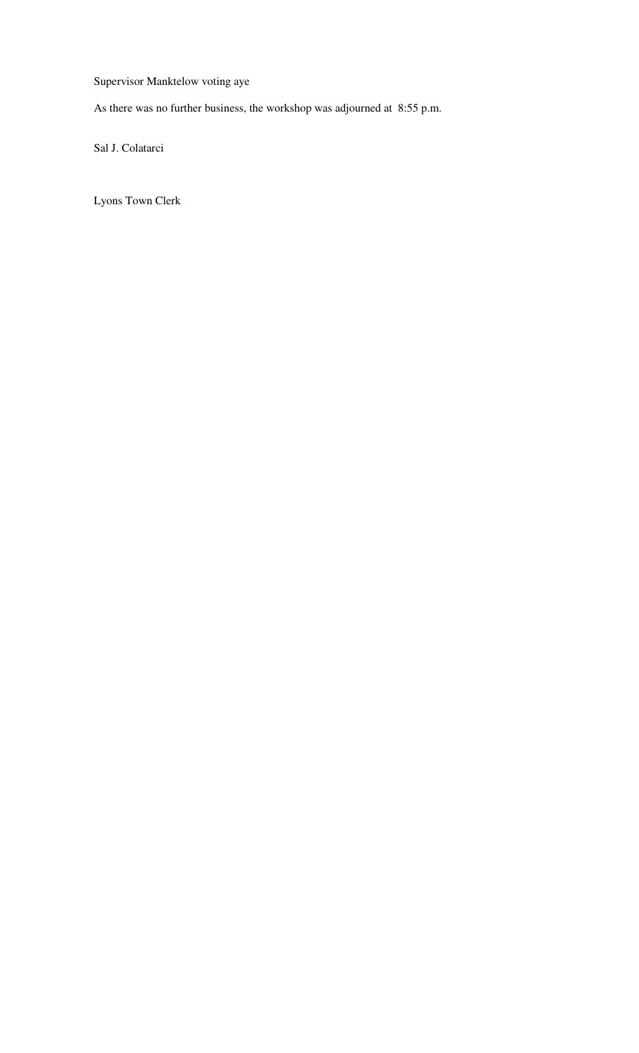Supervisor Manktelow voting aye

As there was no further business, the workshop was adjourned at 8:55 p.m.

Sal J. Colatarci

Lyons Town Clerk